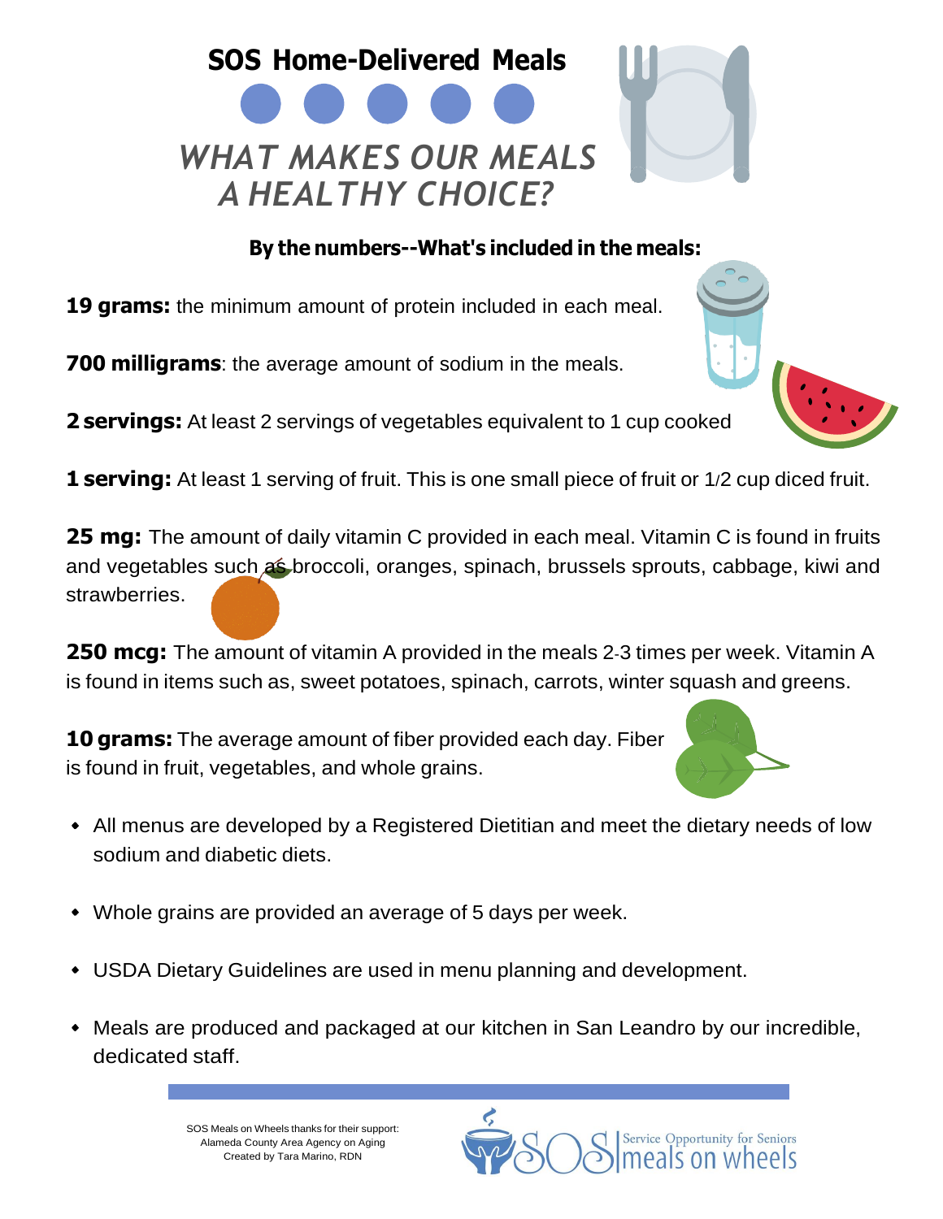# SOS Home-Delivered Meals

## *WHAT MAKES OUR MEALS A HEALTHY CHOICE?*

**By the numbers--What's included in the meals:**

**19 grams:** the minimum amount of protein included in each meal.

**700 milligrams**: the average amount of sodium in the meals.

**2 servings:** At least 2 servings of vegetables equivalent to 1 cup cooked

**1 serving:** At least 1 serving of fruit. This is one small piece of fruit or 1/2 cup diced fruit.

**25 mg:** The amount of daily vitamin C provided in each meal. Vitamin C is found in fruits and vegetables such as broccoli, oranges, spinach, brussels sprouts, cabbage, kiwi and strawberries.

**250 mcg:** The amount of vitamin A provided in the meals 2-3 times per week. Vitamin A is found in items such as, sweet potatoes, spinach, carrots, winter squash and greens.

**10 grams:** The average amount of fiber provided each day. Fiber is found in fruit, vegetables, and whole grains.

- All menus are developed by a Registered Dietitian and meet the dietary needs of low sodium and diabetic diets.
- Whole grains are provided an average of 5 days per week.
- USDA Dietary Guidelines are used in menu planning and development.
- Meals are produced and packaged at our kitchen in San Leandro by our incredible, dedicated staff.

SOS Meals on Wheels thanks for their support:
Alameda County Area Agency on Aging
Created by Tara Marino, RDN

SOS | Service Opportunity for Seniors meals on wheels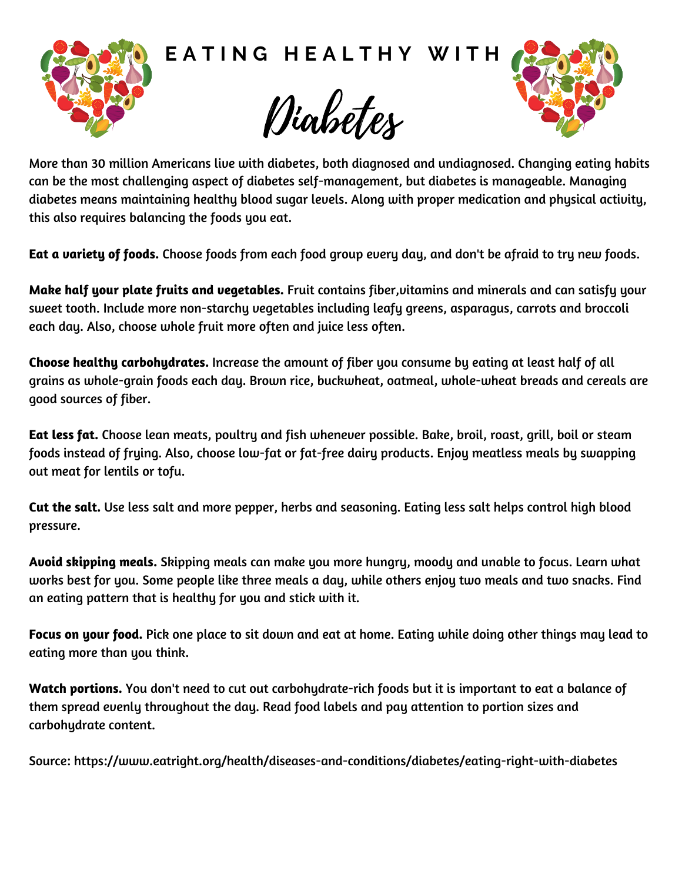# EATING HEALTHY WITH Diabetes

More than 30 million Americans live with diabetes, both diagnosed and undiagnosed. Changing eating habits can be the most challenging aspect of diabetes self-management, but diabetes is manageable. Managing diabetes means maintaining healthy blood sugar levels. Along with proper medication and physical activity, this also requires balancing the foods you eat.

**Eat a variety of foods.** Choose foods from each food group every day, and don't be afraid to try new foods.

**Make half your plate fruits and vegetables.** Fruit contains fiber,vitamins and minerals and can satisfy your sweet tooth. Include more non-starchy vegetables including leafy greens, asparagus, carrots and broccoli each day. Also, choose whole fruit more often and juice less often.

**Choose healthy carbohydrates.** Increase the amount of fiber you consume by eating at least half of all grains as whole-grain foods each day. Brown rice, buckwheat, oatmeal, whole-wheat breads and cereals are good sources of fiber.

**Eat less fat.** Choose lean meats, poultry and fish whenever possible. Bake, broil, roast, grill, boil or steam foods instead of frying. Also, choose low-fat or fat-free dairy products. Enjoy meatless meals by swapping out meat for lentils or tofu.

**Cut the salt.** Use less salt and more pepper, herbs and seasoning. Eating less salt helps control high blood pressure.

**Avoid skipping meals.** Skipping meals can make you more hungry, moody and unable to focus. Learn what works best for you. Some people like three meals a day, while others enjoy two meals and two snacks. Find an eating pattern that is healthy for you and stick with it.

**Focus on your food.** Pick one place to sit down and eat at home. Eating while doing other things may lead to eating more than you think.

**Watch portions.** You don't need to cut out carbohydrate-rich foods but it is important to eat a balance of them spread evenly throughout the day. Read food labels and pay attention to portion sizes and carbohydrate content.

Source: https://www.eatright.org/health/diseases-and-conditions/diabetes/eating-right-with-diabetes